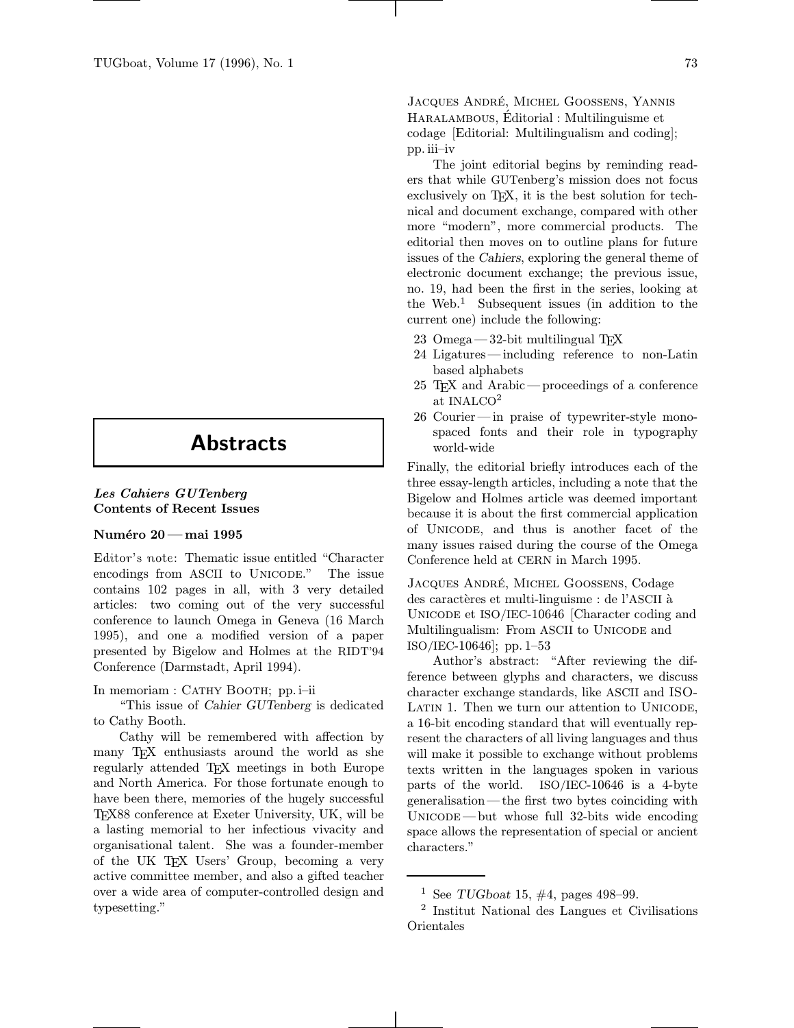# Abstracts

## *Les Cahiers GUTenberg* Contents of Recent Issues

### Numéro 20 — mai 1995

Editor's note: Thematic issue entitled "Character encodings from ASCII to UNICODE." The issue contains 102 pages in all, with 3 very detailed articles: two coming out of the very successful conference to launch Omega in Geneva (16 March 1995), and one a modified version of a paper presented by Bigelow and Holmes at the RIDT'94 Conference (Darmstadt, April 1994).

In memoriam : CATHY BOOTH; pp. i–ii

"This issue of *Cahier GUTenberg* is dedicated to Cathy Booth.

Cathy will be remembered with affection by many TEX enthusiasts around the world as she regularly attended TEX meetings in both Europe and North America. For those fortunate enough to have been there, memories of the hugely successful TEX88 conference at Exeter University, UK, will be a lasting memorial to her infectious vivacity and organisational talent. She was a founder-member of the UK TEX Users' Group, becoming a very active committee member, and also a gifted teacher over a wide area of computer-controlled design and typesetting."

JACQUES ANDRÉ, MICHEL GOOSSENS, YANNIS HARALAMBOUS, Éditorial : Multilinguisme et codage [Editorial: Multilingualism and coding]; pp. iii–iv

The joint editorial begins by reminding readers that while GUTenberg's mission does not focus exclusively on TEX, it is the best solution for technical and document exchange, compared with other more "modern", more commercial products. The editorial then moves on to outline plans for future issues of the *Cahiers*, exploring the general theme of electronic document exchange; the previous issue, no. 19, had been the first in the series, looking at the Web.[1] Subsequent issues (in addition to the current one) include the following:

- 23 Omega — 32-bit multilingual TEX
- 24 Ligatures — including reference to non-Latin based alphabets
- 25 TEX and Arabic — proceedings of a conference at INALCO[2]
- 26 Courier — in praise of typewriter-style monospaced fonts and their role in typography world-wide

Finally, the editorial briefly introduces each of the three essay-length articles, including a note that the Bigelow and Holmes article was deemed important because it is about the first commercial application of UNICODE, and thus is another facet of the many issues raised during the course of the Omega Conference held at CERN in March 1995.

JACQUES ANDRÉ, MICHEL GOOSSENS, Codage des caractères et multi-linguisme : de l'ASCII à UNICODE et ISO/IEC-10646 [Character coding and Multilingualism: From ASCII to UNICODE and ISO/IEC-10646]; pp. 1–53

Author's abstract: "After reviewing the difference between glyphs and characters, we discuss character exchange standards, like ASCII and ISO-LATIN 1. Then we turn our attention to UNICODE, a 16-bit encoding standard that will eventually represent the characters of all living languages and thus will make it possible to exchange without problems texts written in the languages spoken in various parts of the world. ISO/IEC-10646 is a 4-byte generalisation — the first two bytes coinciding with UNICODE — but whose full 32-bits wide encoding space allows the representation of special or ancient characters."

---

[1] See *TUGboat* 15, #4, pages 498–99.

[2] Institut National des Langues et Civilisations Orientales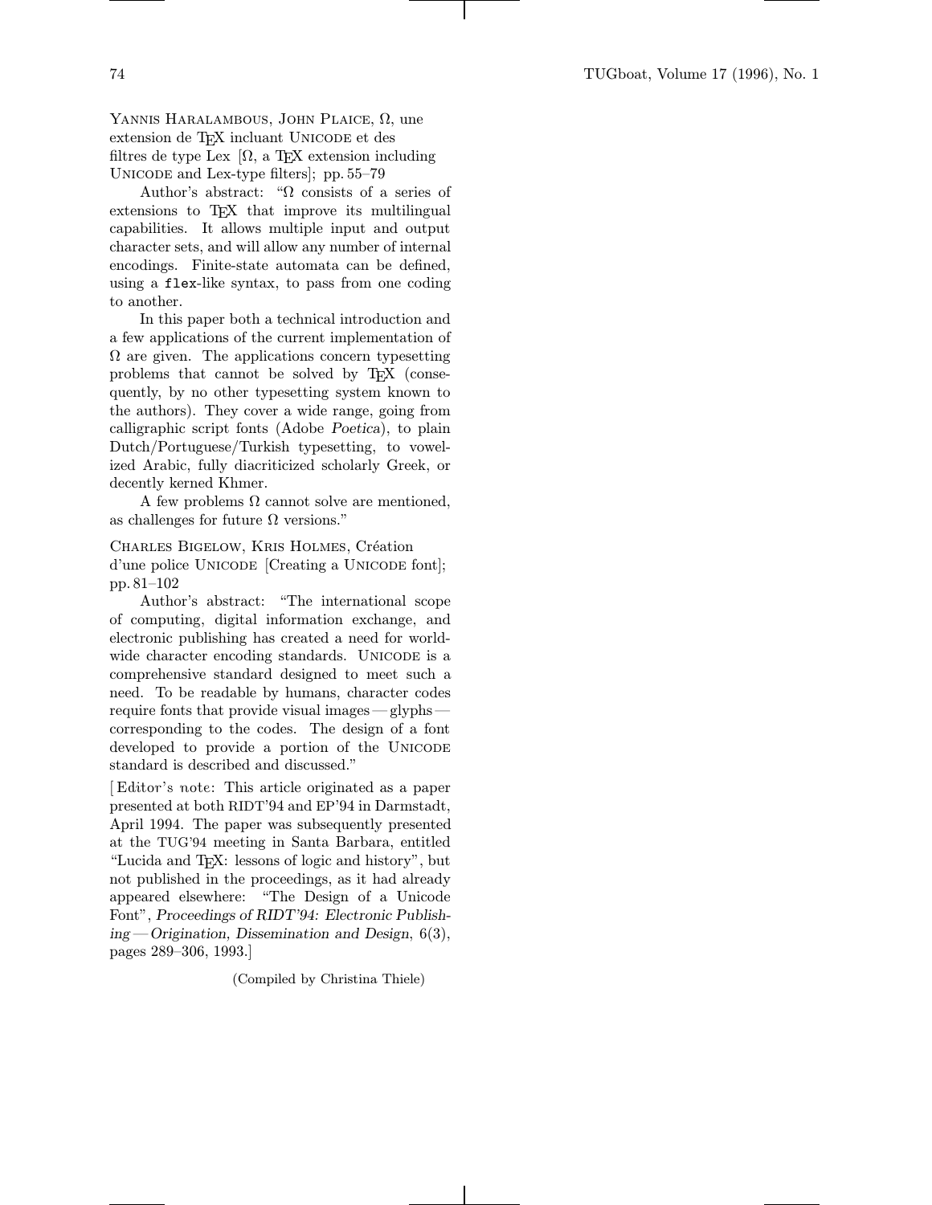Yannis Haralambous, John Plaice, Ω, une extension de TEX incluant Unicode et des filtres de type Lex [Ω, a TEX extension including Unicode and Lex-type filters]; pp. 55–79

Author's abstract: "Ω consists of a series of extensions to TEX that improve its multilingual capabilities. It allows multiple input and output character sets, and will allow any number of internal encodings. Finite-state automata can be defined, using a `flex`-like syntax, to pass from one coding to another.

In this paper both a technical introduction and a few applications of the current implementation of Ω are given. The applications concern typesetting problems that cannot be solved by TEX (consequently, by no other typesetting system known to the authors). They cover a wide range, going from calligraphic script fonts (Adobe *Poetica*), to plain Dutch/Portuguese/Turkish typesetting, to vowelized Arabic, fully diacriticized scholarly Greek, or decently kerned Khmer.

A few problems Ω cannot solve are mentioned, as challenges for future Ω versions."

Charles Bigelow, Kris Holmes, Création d'une police Unicode [Creating a Unicode font]; pp. 81–102

Author's abstract: "The international scope of computing, digital information exchange, and electronic publishing has created a need for worldwide character encoding standards. Unicode is a comprehensive standard designed to meet such a need. To be readable by humans, character codes require fonts that provide visual images — glyphs — corresponding to the codes. The design of a font developed to provide a portion of the Unicode standard is described and discussed."

[*Editor's note*: This article originated as a paper presented at both RIDT'94 and EP'94 in Darmstadt, April 1994. The paper was subsequently presented at the TUG'94 meeting in Santa Barbara, entitled "Lucida and TEX: lessons of logic and history", but not published in the proceedings, as it had already appeared elsewhere: "The Design of a Unicode Font", *Proceedings of RIDT'94: Electronic Publishing — Origination, Dissemination and Design*, 6(3), pages 289–306, 1993.]

(Compiled by Christina Thiele)